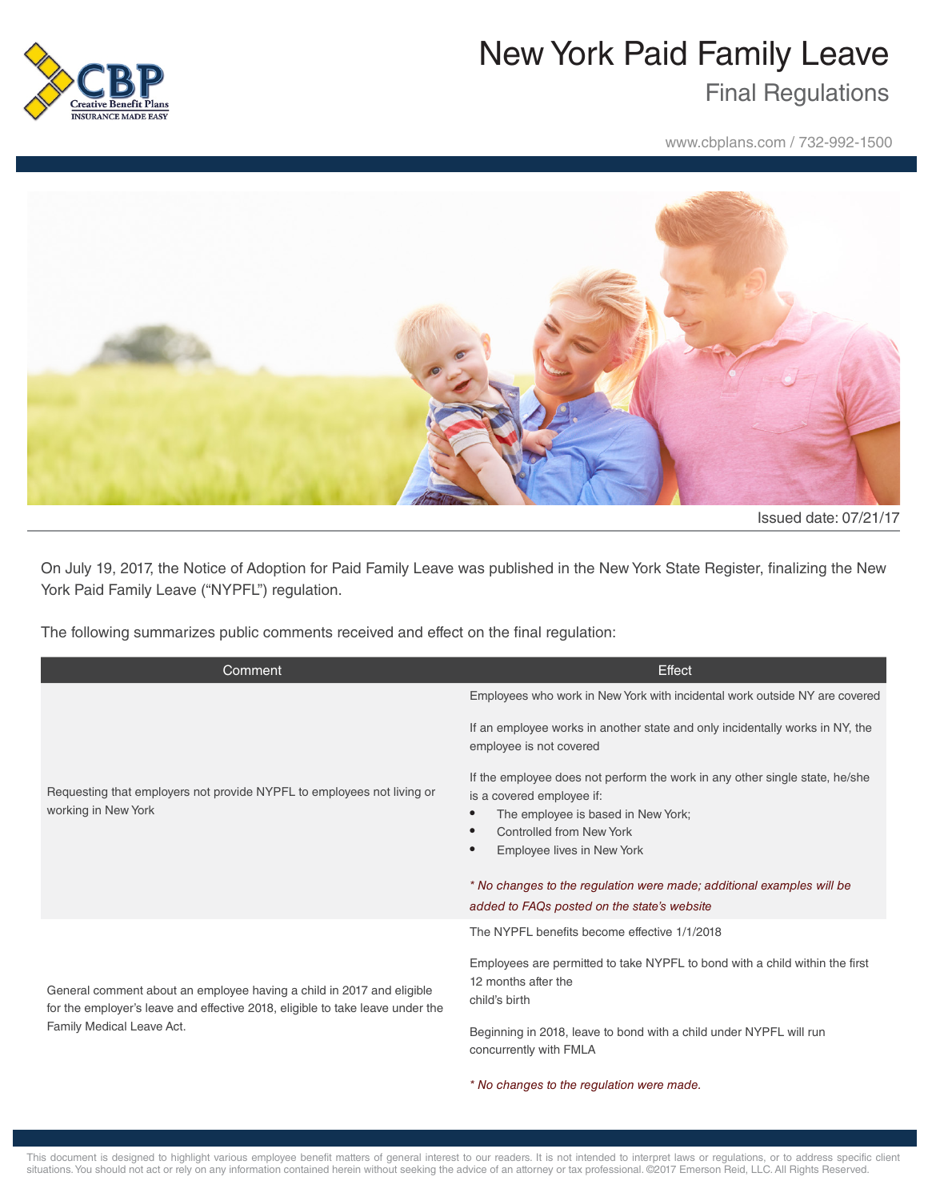# New York Paid Family Leave

## Final Regulations

www.cbplans.com / 732-992-1500

Issued date: 07/21/17

On July 19, 2017, the Notice of Adoption for Paid Family Leave was published in the New York State Register, finalizing the New York Paid Family Leave ("NYPFL") regulation.

The following summarizes public comments received and effect on the final regulation:

| Comment | Effect |
| --- | --- |
| Requesting that employers not provide NYPFL to employees not living or working in New York | Employees who work in New York with incidental work outside NY are covered<br><br>If an employee works in another state and only incidentally works in NY, the employee is not covered<br><br>If the employee does not perform the work in any other single state, he/she is a covered employee if:<br>• The employee is based in New York;<br>• Controlled from New York<br>• Employee lives in New York<br><br>*\* No changes to the regulation were made; additional examples will be added to FAQs posted on the state's website* |
| General comment about an employee having a child in 2017 and eligible for the employer's leave and effective 2018, eligible to take leave under the Family Medical Leave Act. | The NYPFL benefits become effective 1/1/2018<br><br>Employees are permitted to take NYPFL to bond with a child within the first 12 months after the child's birth<br><br>Beginning in 2018, leave to bond with a child under NYPFL will run concurrently with FMLA<br><br>*\* No changes to the regulation were made.* |

This document is designed to highlight various employee benefit matters of general interest to our readers. It is not intended to interpret laws or regulations, or to address specific client situations. You should not act or rely on any information contained herein without seeking the advice of an attorney or tax professional. ©2017 Emerson Reid, LLC. All Rights Reserved.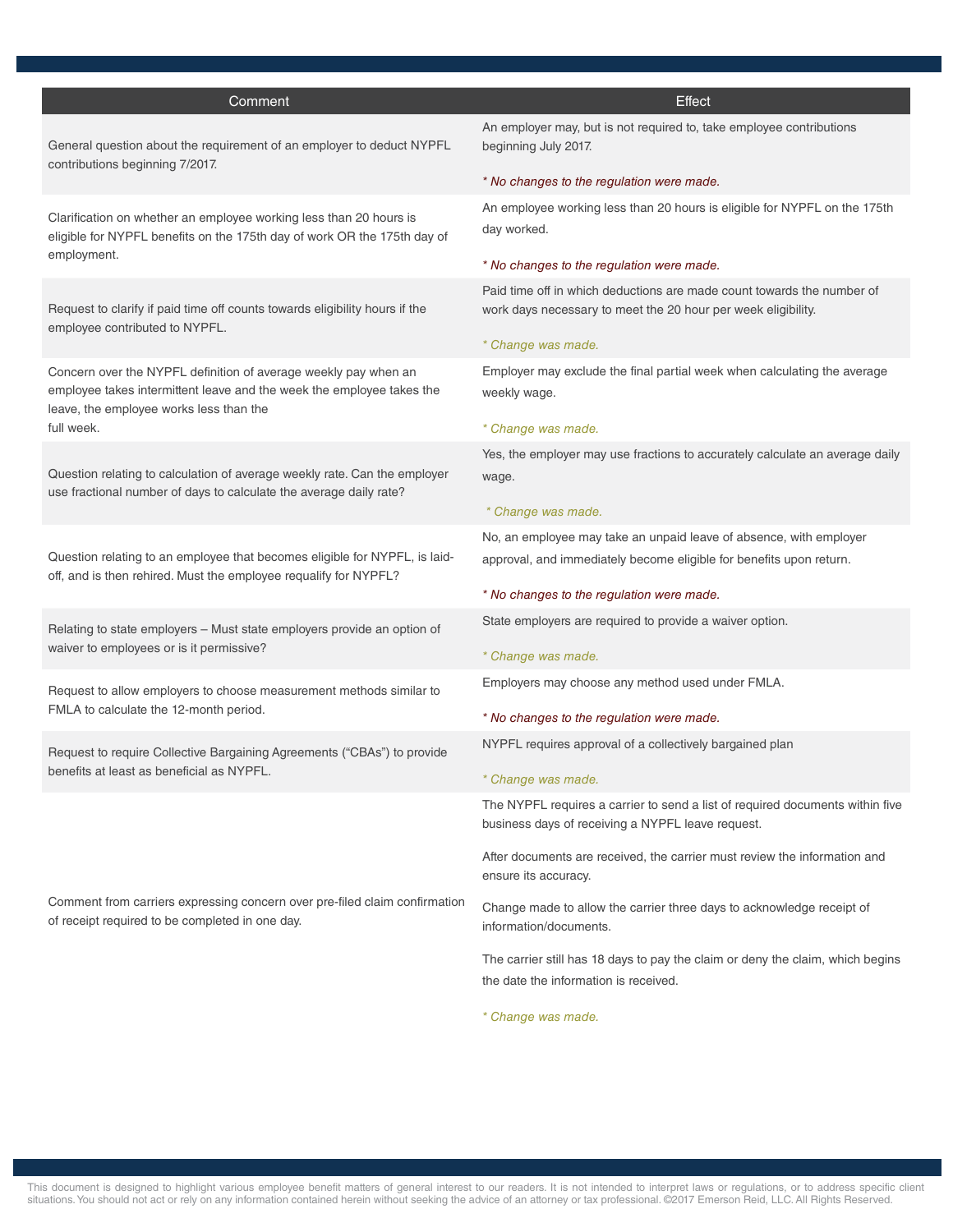| Comment | Effect |
| --- | --- |
| General question about the requirement of an employer to deduct NYPFL contributions beginning 7/2017. | An employer may, but is not required to, take employee contributions beginning July 2017.<br><br>*\* No changes to the regulation were made.* |
| Clarification on whether an employee working less than 20 hours is eligible for NYPFL benefits on the 175th day of work OR the 175th day of employment. | An employee working less than 20 hours is eligible for NYPFL on the 175th day worked.<br><br>*\* No changes to the regulation were made.* |
| Request to clarify if paid time off counts towards eligibility hours if the employee contributed to NYPFL. | Paid time off in which deductions are made count towards the number of work days necessary to meet the 20 hour per week eligibility.<br><br>*\* Change was made.* |
| Concern over the NYPFL definition of average weekly pay when an employee takes intermittent leave and the week the employee takes the leave, the employee works less than the full week. | Employer may exclude the final partial week when calculating the average weekly wage.<br><br>*\* Change was made.* |
| Question relating to calculation of average weekly rate. Can the employer use fractional number of days to calculate the average daily rate? | Yes, the employer may use fractions to accurately calculate an average daily wage.<br><br>*\* Change was made.* |
| Question relating to an employee that becomes eligible for NYPFL, is laid-off, and is then rehired. Must the employee requalify for NYPFL? | No, an employee may take an unpaid leave of absence, with employer approval, and immediately become eligible for benefits upon return.<br><br>*\* No changes to the regulation were made.* |
| Relating to state employers – Must state employers provide an option of waiver to employees or is it permissive? | State employers are required to provide a waiver option.<br><br>*\* Change was made.* |
| Request to allow employers to choose measurement methods similar to FMLA to calculate the 12-month period. | Employers may choose any method used under FMLA.<br><br>*\* No changes to the regulation were made.* |
| Request to require Collective Bargaining Agreements ("CBAs") to provide benefits at least as beneficial as NYPFL. | NYPFL requires approval of a collectively bargained plan<br><br>*\* Change was made.* |
| Comment from carriers expressing concern over pre-filed claim confirmation of receipt required to be completed in one day. | The NYPFL requires a carrier to send a list of required documents within five business days of receiving a NYPFL leave request.<br><br>After documents are received, the carrier must review the information and ensure its accuracy.<br><br>Change made to allow the carrier three days to acknowledge receipt of information/documents.<br><br>The carrier still has 18 days to pay the claim or deny the claim, which begins the date the information is received.<br><br>*\* Change was made.* |

This document is designed to highlight various employee benefit matters of general interest to our readers. It is not intended to interpret laws or regulations, or to address specific client situations. You should not act or rely on any information contained herein without seeking the advice of an attorney or tax professional. ©2017 Emerson Reid, LLC. All Rights Reserved.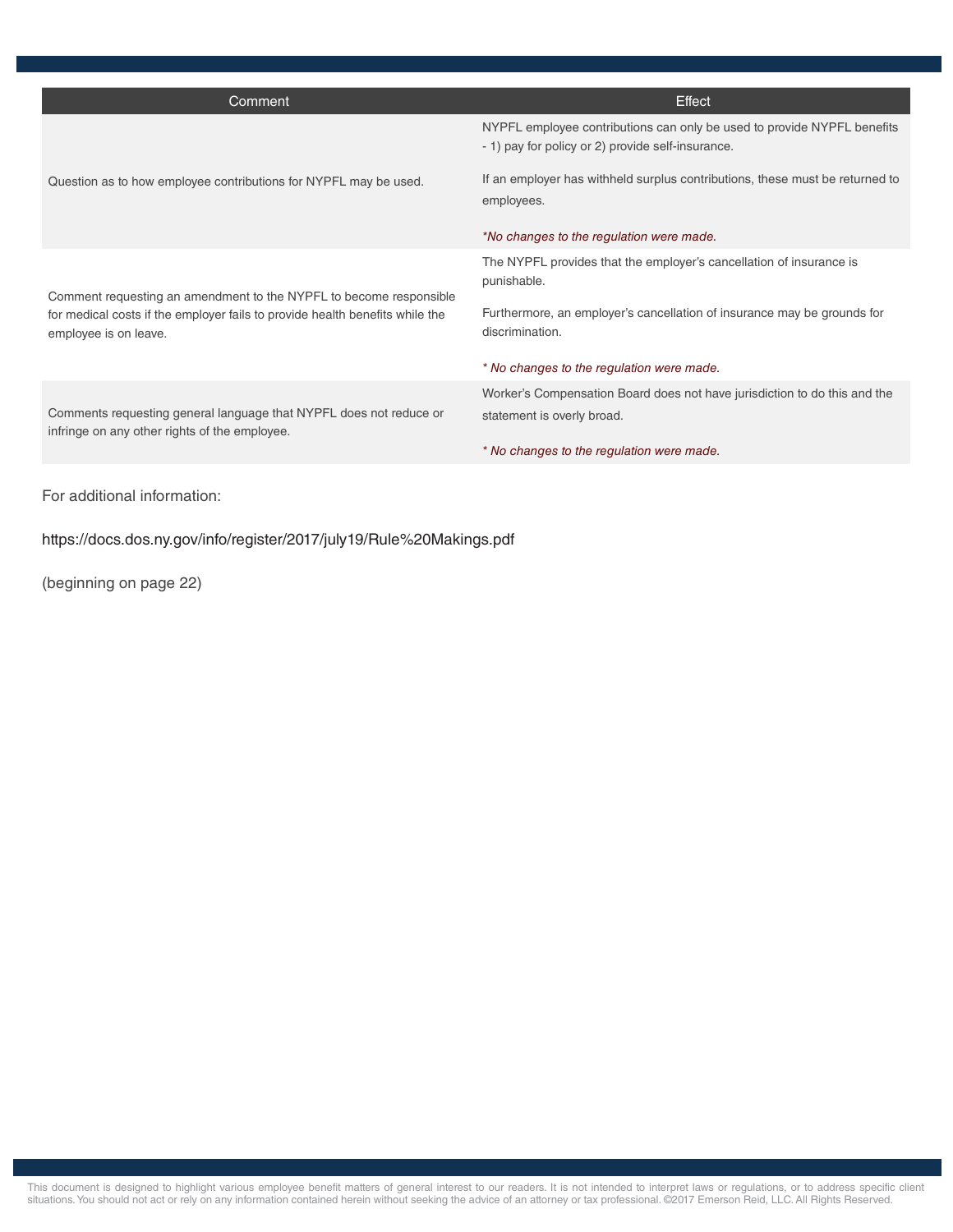| Comment | Effect |
|---|---|
| Question as to how employee contributions for NYPFL may be used. | NYPFL employee contributions can only be used to provide NYPFL benefits - 1) pay for policy or 2) provide self-insurance.<br><br>If an employer has withheld surplus contributions, these must be returned to employees.<br><br>*\*No changes to the regulation were made.* |
| Comment requesting an amendment to the NYPFL to become responsible for medical costs if the employer fails to provide health benefits while the employee is on leave. | The NYPFL provides that the employer's cancellation of insurance is punishable.<br><br>Furthermore, an employer's cancellation of insurance may be grounds for discrimination.<br><br>*\* No changes to the regulation were made.* |
| Comments requesting general language that NYPFL does not reduce or infringe on any other rights of the employee. | Worker's Compensation Board does not have jurisdiction to do this and the statement is overly broad.<br><br>*\* No changes to the regulation were made.* |

For additional information:

https://docs.dos.ny.gov/info/register/2017/july19/Rule%20Makings.pdf

(beginning on page 22)

This document is designed to highlight various employee benefit matters of general interest to our readers. It is not intended to interpret laws or regulations, or to address specific client situations. You should not act or rely on any information contained herein without seeking the advice of an attorney or tax professional. ©2017 Emerson Reid, LLC. All Rights Reserved.